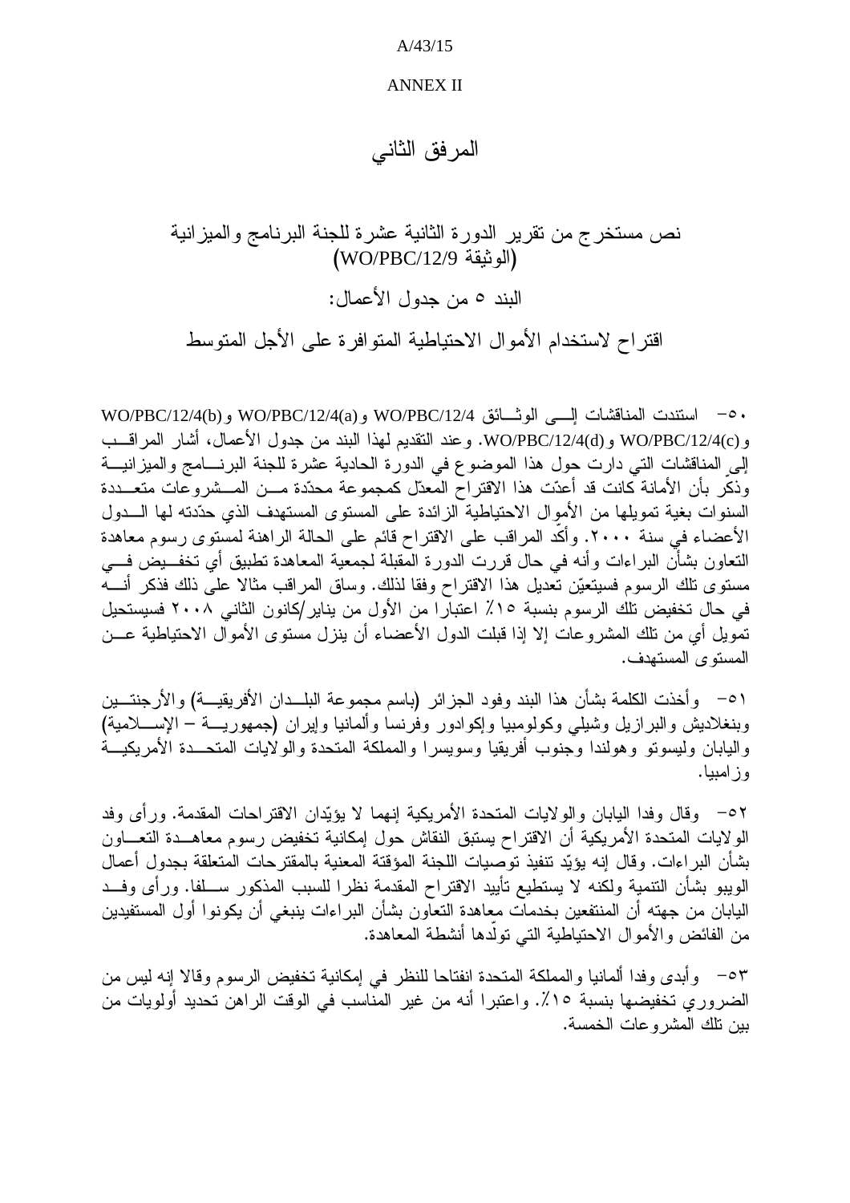A/43/15

ANNEX II

# المرفق الثاني

## نص مستخرج من تقرير الدورة الثانية عشرة للجنة البرنامج والميزانية (الوثيقة WO/PBC/12/9)

### البند ٥ من جدول الأعمال:

### اقتراح لاستخدام الأموال الاحتياطية المتوافرة على الأجل المتوسط

٥٠- استندت المناقشات إلى الوثائق WO/PBC/12/4 وWO/PBC/12/4(a) وWO/PBC/12/4(b) وWO/PBC/12/4(c) وWO/PBC/12/4(d). وعند التقديم لهذا البند من جدول الأعمال، أشار المراقب إلى المناقشات التي دارت حول هذا الموضوع في الدورة الحادية عشرة للجنة البرنامج والميزانية وذكّر بأن الأمانة كانت قد أعدّت هذا الاقتراح المعدّل كمجموعة محدّدة من المشروعات متعددة السنوات بغية تمويلها من الأموال الاحتياطية الزائدة على المستوى المستهدف الذي حدّدته لها الدول الأعضاء في سنة ٢٠٠٠. وأكّد المراقب على الاقتراح قائم على الحالة الراهنة لمستوى رسوم معاهدة التعاون بشأن البراءات وأنه في حال قررت الدورة المقبلة لجمعية المعاهدة تطبيق أي تخفيض في مستوى تلك الرسوم فسيتعيّن تعديل هذا الاقتراح وفقا لذلك. وساق المراقب مثالا على ذلك فذكر أنه في حال تخفيض تلك الرسوم بنسبة ١٥٪ اعتبارا من الأول من يناير/كانون الثاني ٢٠٠٨ فسيستحيل تمويل أي من تلك المشروعات إلا إذا قبلت الدول الأعضاء أن ينزل مستوى الأموال الاحتياطية عن المستوى المستهدف.

٥١- وأخذت الكلمة بشأن هذا البند وفود الجزائر (باسم مجموعة البلدان الأفريقية) والأرجنتين وبنغلاديش والبرازيل وشيلي وكولومبيا وإكوادور وفرنسا وألمانيا وإيران (جمهورية – الإسلامية) واليابان وليسوتو وهولندا وجنوب أفريقيا وسويسرا والمملكة المتحدة والولايات المتحدة الأمريكية وزامبيا.

٥٢- وقال وفدا اليابان والولايات المتحدة الأمريكية إنهما لا يؤيّدان الاقتراحات المقدمة. ورأى وفد الولايات المتحدة الأمريكية أن الاقتراح يستبق النقاش حول إمكانية تخفيض رسوم معاهدة التعاون بشأن البراءات. وقال إنه يؤيّد تنفيذ توصيات اللجنة المؤقتة المعنية بالمقترحات المتعلقة بجدول أعمال الويبو بشأن التنمية ولكنه لا يستطيع تأييد الاقتراح المقدمة نظرا للسبب المذكور سلفا. ورأى وفد اليابان من جهته أن المنتفعين بخدمات معاهدة التعاون بشأن البراءات ينبغي أن يكونوا أول المستفيدين من الفائض والأموال الاحتياطية التي تولّدها أنشطة المعاهدة.

٥٣- وأبدى وفدا ألمانيا والمملكة المتحدة انفتاحا للنظر في إمكانية تخفيض الرسوم وقالا إنه ليس من الضروري تخفيضها بنسبة ١٥٪. واعتبرا أنه من غير المناسب في الوقت الراهن تحديد أولويات من بين تلك المشروعات الخمسة.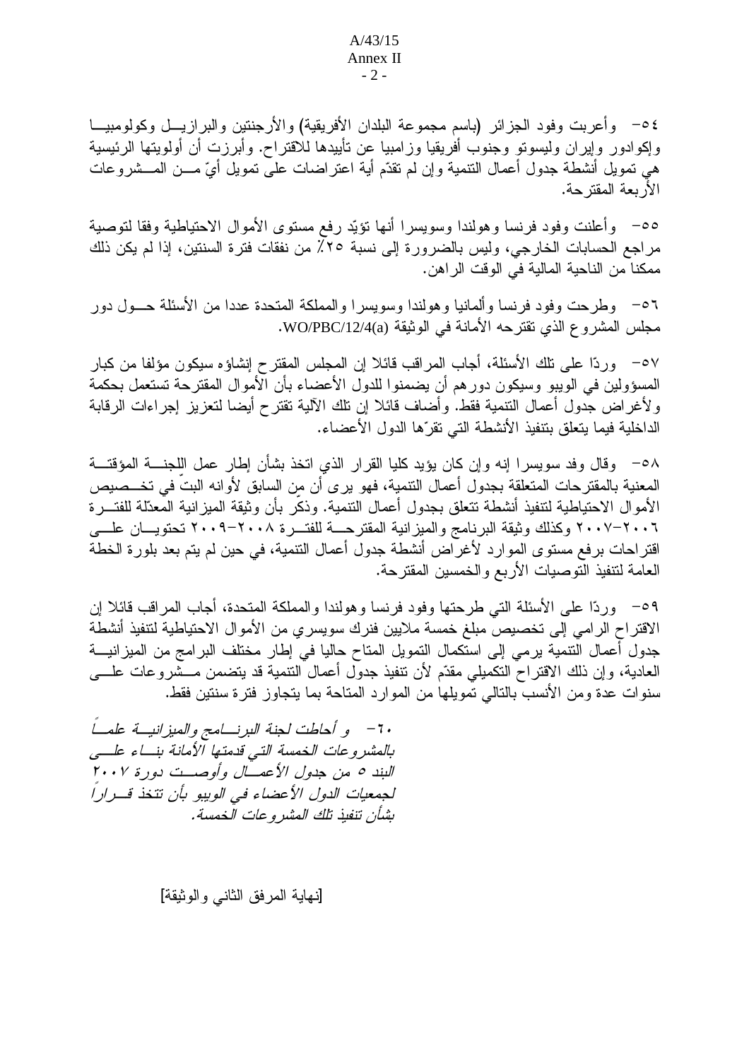٥٤- وأعربت وفود الجزائر (باسم مجموعة البلدان الأفريقية) والأرجنتين والبرازيل وكولومبيا وإكوادور وإيران وليسوتو وجنوب أفريقيا وزامبيا عن تأييدها للاقتراح. وأبرزت أن أولويتها الرئيسية هي تمويل أنشطة جدول أعمال التنمية وإن لم تقدّم أية اعتراضات على تمويل أيٍّ من المشروعات الأربعة المقترحة.

٥٥- وأعلنت وفود فرنسا وهولندا وسويسرا أنها تؤيّد رفع مستوى الأموال الاحتياطية وفقا لتوصية مراجع الحسابات الخارجي، وليس بالضرورة إلى نسبة ٢٥٪ من نفقات فترة السنتين، إذا لم يكن ذلك ممكنا من الناحية المالية في الوقت الراهن.

٥٦- وطرحت وفود فرنسا وألمانيا وهولندا وسويسرا والمملكة المتحدة عددا من الأسئلة حول دور مجلس المشروع الذي تقترحه الأمانة في الوثيقة WO/PBC/12/4(a).

٥٧- وردّا على تلك الأسئلة، أجاب المراقب قائلا إن المجلس المقترح إنشاؤه سيكون مؤلفا من كبار المسؤولين في الويبو وسيكون دورهم أن يضمنوا للدول الأعضاء بأن الأموال المقترحة تستعمل بحكمة ولأغراض جدول أعمال التنمية فقط. وأضاف قائلا إن تلك الآلية تقترح أيضا لتعزيز إجراءات الرقابة الداخلية فيما يتعلق بتنفيذ الأنشطة التي تقرّها الدول الأعضاء.

٥٨- وقال وفد سويسرا إنه وإن كان يؤيد كليا القرار الذي اتخذ بشأن إطار عمل اللجنة المؤقتة المعنية بالمقترحات المتعلقة بجدول أعمال التنمية، فهو يرى أن من السابق لأوانه البتّ في تخصيص الأموال الاحتياطية لتنفيذ أنشطة تتعلق بجدول أعمال التنمية. وذكّر بأن وثيقة الميزانية المعدّلة للفترة ٢٠٠٦-٢٠٠٧ وكذلك وثيقة البرنامج والميزانية المقترحة للفترة ٢٠٠٨-٢٠٠٩ تحتويان على اقتراحات برفع مستوى الموارد لأغراض أنشطة جدول أعمال التنمية، في حين لم يتم بعد بلورة الخطة العامة لتنفيذ التوصيات الأربع والخمسين المقترحة.

٥٩- وردّا على الأسئلة التي طرحتها وفود فرنسا وهولندا والمملكة المتحدة، أجاب المراقب قائلا إن الاقتراح الرامي إلى تخصيص مبلغ خمسة ملايين فرنك سويسري من الأموال الاحتياطية لتنفيذ أنشطة جدول أعمال التنمية يرمي إلى استكمال التمويل المتاح حاليا في إطار مختلف البرامج من الميزانية العادية، وإن ذلك الاقتراح التكميلي مقدّم لأن تنفيذ جدول أعمال التنمية قد يتضمن مشروعات على سنوات عدة ومن الأنسب بالتالي تمويلها من الموارد المتاحة بما يتجاوز فترة سنتين فقط.

*٦٠- وأحاطت لجنة البرنامج والميزانية علماً بالمشروعات الخمسة التي قدمتها الأمانة بناء على البند ٥ من جدول الأعمال وأوصت دورة ٢٠٠٧ لجمعيات الدول الأعضاء في الويبو بأن تتخذ قراراً بشأن تنفيذ تلك المشروعات الخمسة.*

[نهاية المرفق الثاني والوثيقة]